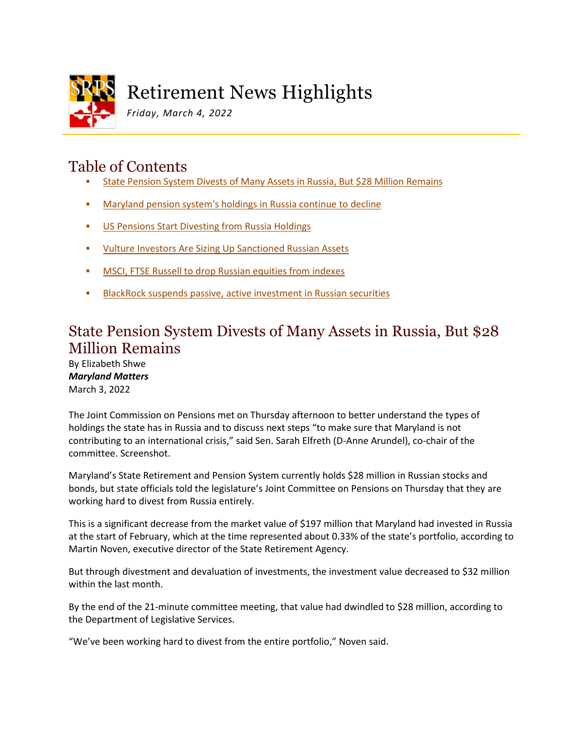# Retirement News Highlights

*Friday, March 4, 2022*

## Table of Contents

- State Pension System Divests of Many Assets in Russia, But $28 Million Remains
- Maryland pension system's holdings in Russia continue to decline
- US Pensions Start Divesting from Russia Holdings
- Vulture Investors Are Sizing Up Sanctioned Russian Assets
- MSCI, FTSE Russell to drop Russian equities from indexes
- BlackRock suspends passive, active investment in Russian securities

## State Pension System Divests of Many Assets in Russia, But $28 Million Remains

By Elizabeth Shwe
***Maryland Matters***
March 3, 2022

The Joint Commission on Pensions met on Thursday afternoon to better understand the types of holdings the state has in Russia and to discuss next steps "to make sure that Maryland is not contributing to an international crisis," said Sen. Sarah Elfreth (D-Anne Arundel), co-chair of the committee. Screenshot.

Maryland's State Retirement and Pension System currently holds $28 million in Russian stocks and bonds, but state officials told the legislature's Joint Committee on Pensions on Thursday that they are working hard to divest from Russia entirely.

This is a significant decrease from the market value of $197 million that Maryland had invested in Russia at the start of February, which at the time represented about 0.33% of the state's portfolio, according to Martin Noven, executive director of the State Retirement Agency.

But through divestment and devaluation of investments, the investment value decreased to $32 million within the last month.

By the end of the 21-minute committee meeting, that value had dwindled to $28 million, according to the Department of Legislative Services.

"We've been working hard to divest from the entire portfolio," Noven said.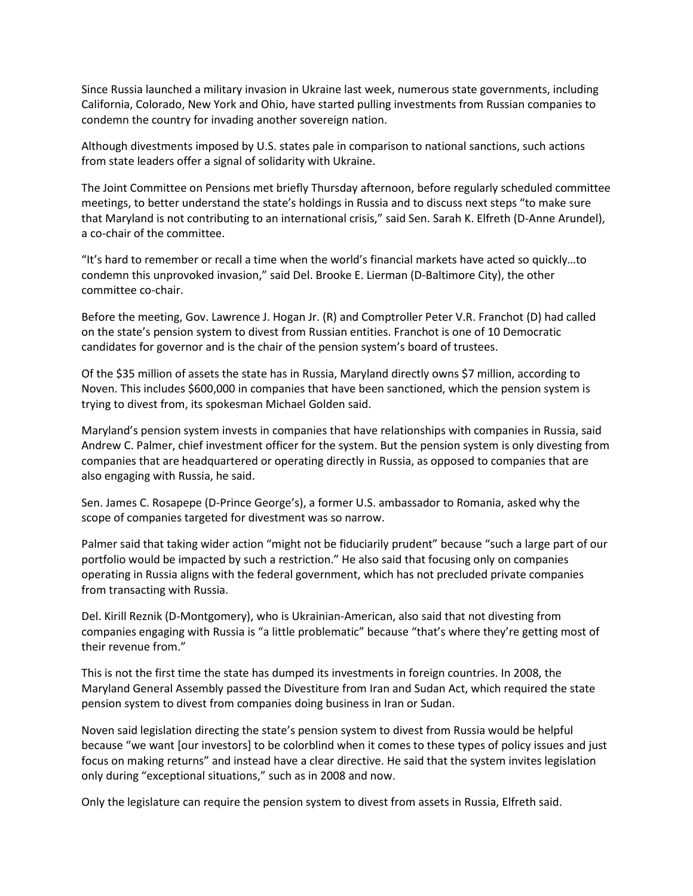Since Russia launched a military invasion in Ukraine last week, numerous state governments, including California, Colorado, New York and Ohio, have started pulling investments from Russian companies to condemn the country for invading another sovereign nation.

Although divestments imposed by U.S. states pale in comparison to national sanctions, such actions from state leaders offer a signal of solidarity with Ukraine.

The Joint Committee on Pensions met briefly Thursday afternoon, before regularly scheduled committee meetings, to better understand the state's holdings in Russia and to discuss next steps "to make sure that Maryland is not contributing to an international crisis," said Sen. Sarah K. Elfreth (D-Anne Arundel), a co-chair of the committee.

"It's hard to remember or recall a time when the world's financial markets have acted so quickly…to condemn this unprovoked invasion," said Del. Brooke E. Lierman (D-Baltimore City), the other committee co-chair.

Before the meeting, Gov. Lawrence J. Hogan Jr. (R) and Comptroller Peter V.R. Franchot (D) had called on the state's pension system to divest from Russian entities. Franchot is one of 10 Democratic candidates for governor and is the chair of the pension system's board of trustees.

Of the $35 million of assets the state has in Russia, Maryland directly owns $7 million, according to Noven. This includes $600,000 in companies that have been sanctioned, which the pension system is trying to divest from, its spokesman Michael Golden said.

Maryland's pension system invests in companies that have relationships with companies in Russia, said Andrew C. Palmer, chief investment officer for the system. But the pension system is only divesting from companies that are headquartered or operating directly in Russia, as opposed to companies that are also engaging with Russia, he said.

Sen. James C. Rosapepe (D-Prince George's), a former U.S. ambassador to Romania, asked why the scope of companies targeted for divestment was so narrow.

Palmer said that taking wider action "might not be fiduciarily prudent" because "such a large part of our portfolio would be impacted by such a restriction." He also said that focusing only on companies operating in Russia aligns with the federal government, which has not precluded private companies from transacting with Russia.

Del. Kirill Reznik (D-Montgomery), who is Ukrainian-American, also said that not divesting from companies engaging with Russia is "a little problematic" because "that's where they're getting most of their revenue from."

This is not the first time the state has dumped its investments in foreign countries. In 2008, the Maryland General Assembly passed the Divestiture from Iran and Sudan Act, which required the state pension system to divest from companies doing business in Iran or Sudan.

Noven said legislation directing the state's pension system to divest from Russia would be helpful because "we want [our investors] to be colorblind when it comes to these types of policy issues and just focus on making returns" and instead have a clear directive. He said that the system invites legislation only during "exceptional situations," such as in 2008 and now.

Only the legislature can require the pension system to divest from assets in Russia, Elfreth said.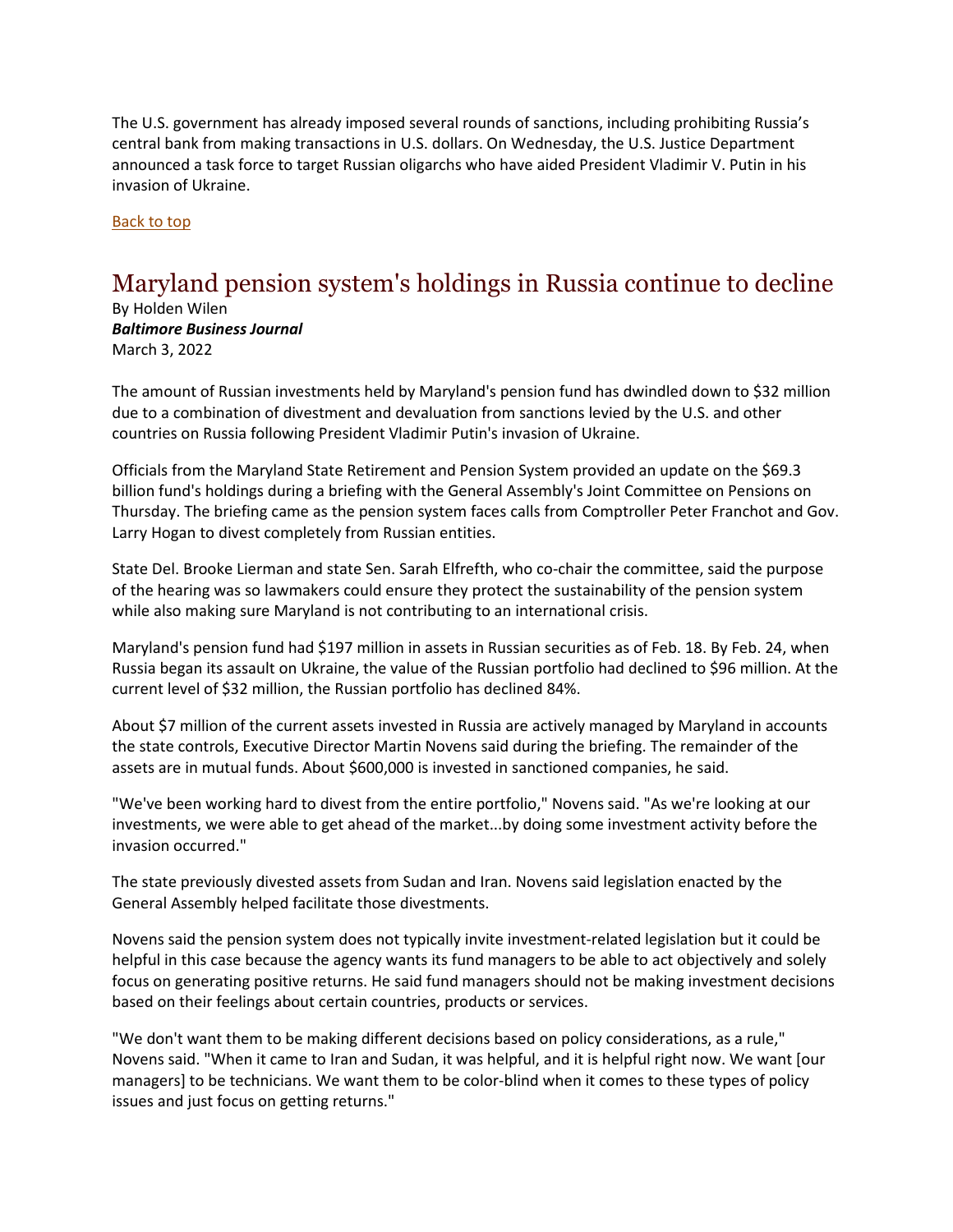The U.S. government has already imposed several rounds of sanctions, including prohibiting Russia's central bank from making transactions in U.S. dollars. On Wednesday, the U.S. Justice Department announced a task force to target Russian oligarchs who have aided President Vladimir V. Putin in his invasion of Ukraine.

Back to top

## Maryland pension system's holdings in Russia continue to decline

By Holden Wilen
***Baltimore Business Journal***
March 3, 2022

The amount of Russian investments held by Maryland's pension fund has dwindled down to $32 million due to a combination of divestment and devaluation from sanctions levied by the U.S. and other countries on Russia following President Vladimir Putin's invasion of Ukraine.

Officials from the Maryland State Retirement and Pension System provided an update on the $69.3 billion fund's holdings during a briefing with the General Assembly's Joint Committee on Pensions on Thursday. The briefing came as the pension system faces calls from Comptroller Peter Franchot and Gov. Larry Hogan to divest completely from Russian entities.

State Del. Brooke Lierman and state Sen. Sarah Elfreth, who co-chair the committee, said the purpose of the hearing was so lawmakers could ensure they protect the sustainability of the pension system while also making sure Maryland is not contributing to an international crisis.

Maryland's pension fund had $197 million in assets in Russian securities as of Feb. 18. By Feb. 24, when Russia began its assault on Ukraine, the value of the Russian portfolio had declined to $96 million. At the current level of $32 million, the Russian portfolio has declined 84%.

About $7 million of the current assets invested in Russia are actively managed by Maryland in accounts the state controls, Executive Director Martin Novens said during the briefing. The remainder of the assets are in mutual funds. About $600,000 is invested in sanctioned companies, he said.

"We've been working hard to divest from the entire portfolio," Novens said. "As we're looking at our investments, we were able to get ahead of the market...by doing some investment activity before the invasion occurred."

The state previously divested assets from Sudan and Iran. Novens said legislation enacted by the General Assembly helped facilitate those divestments.

Novens said the pension system does not typically invite investment-related legislation but it could be helpful in this case because the agency wants its fund managers to be able to act objectively and solely focus on generating positive returns. He said fund managers should not be making investment decisions based on their feelings about certain countries, products or services.

"We don't want them to be making different decisions based on policy considerations, as a rule," Novens said. "When it came to Iran and Sudan, it was helpful, and it is helpful right now. We want [our managers] to be technicians. We want them to be color-blind when it comes to these types of policy issues and just focus on getting returns."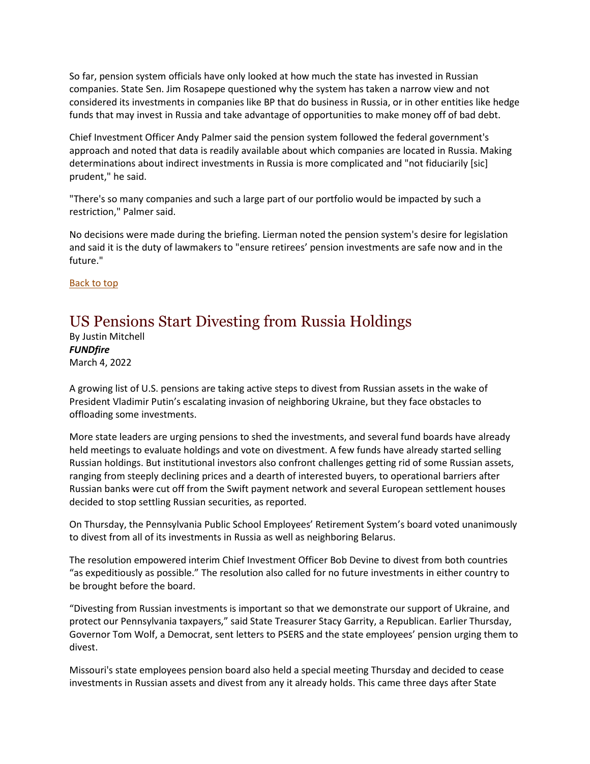So far, pension system officials have only looked at how much the state has invested in Russian companies. State Sen. Jim Rosapepe questioned why the system has taken a narrow view and not considered its investments in companies like BP that do business in Russia, or in other entities like hedge funds that may invest in Russia and take advantage of opportunities to make money off of bad debt.

Chief Investment Officer Andy Palmer said the pension system followed the federal government's approach and noted that data is readily available about which companies are located in Russia. Making determinations about indirect investments in Russia is more complicated and "not fiduciarily [sic] prudent," he said.

"There's so many companies and such a large part of our portfolio would be impacted by such a restriction," Palmer said.

No decisions were made during the briefing. Lierman noted the pension system's desire for legislation and said it is the duty of lawmakers to "ensure retirees' pension investments are safe now and in the future."

Back to top

## US Pensions Start Divesting from Russia Holdings

By Justin Mitchell
***FUNDfire***
March 4, 2022

A growing list of U.S. pensions are taking active steps to divest from Russian assets in the wake of President Vladimir Putin's escalating invasion of neighboring Ukraine, but they face obstacles to offloading some investments.

More state leaders are urging pensions to shed the investments, and several fund boards have already held meetings to evaluate holdings and vote on divestment. A few funds have already started selling Russian holdings. But institutional investors also confront challenges getting rid of some Russian assets, ranging from steeply declining prices and a dearth of interested buyers, to operational barriers after Russian banks were cut off from the Swift payment network and several European settlement houses decided to stop settling Russian securities, as reported.

On Thursday, the Pennsylvania Public School Employees' Retirement System's board voted unanimously to divest from all of its investments in Russia as well as neighboring Belarus.

The resolution empowered interim Chief Investment Officer Bob Devine to divest from both countries "as expeditiously as possible." The resolution also called for no future investments in either country to be brought before the board.

"Divesting from Russian investments is important so that we demonstrate our support of Ukraine, and protect our Pennsylvania taxpayers," said State Treasurer Stacy Garrity, a Republican. Earlier Thursday, Governor Tom Wolf, a Democrat, sent letters to PSERS and the state employees' pension urging them to divest.

Missouri's state employees pension board also held a special meeting Thursday and decided to cease investments in Russian assets and divest from any it already holds. This came three days after State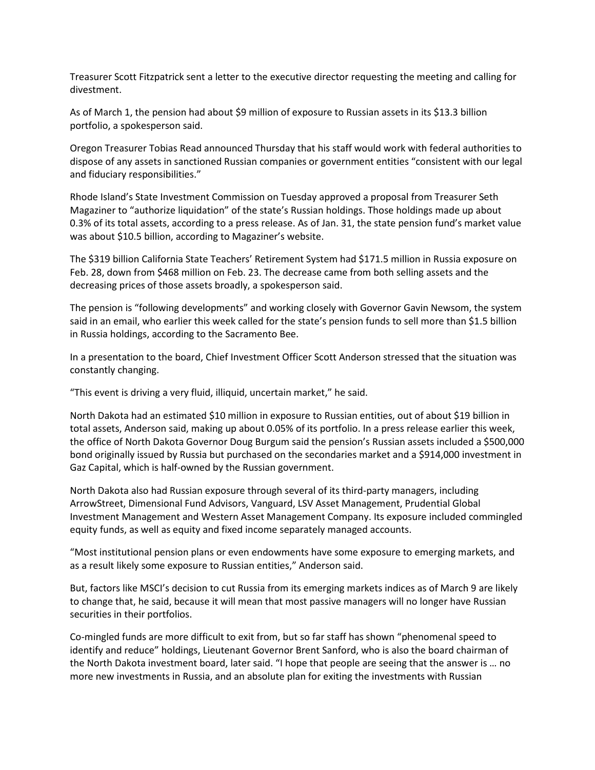Treasurer Scott Fitzpatrick sent a letter to the executive director requesting the meeting and calling for divestment.

As of March 1, the pension had about $9 million of exposure to Russian assets in its $13.3 billion portfolio, a spokesperson said.

Oregon Treasurer Tobias Read announced Thursday that his staff would work with federal authorities to dispose of any assets in sanctioned Russian companies or government entities "consistent with our legal and fiduciary responsibilities."

Rhode Island's State Investment Commission on Tuesday approved a proposal from Treasurer Seth Magaziner to "authorize liquidation" of the state's Russian holdings. Those holdings made up about 0.3% of its total assets, according to a press release. As of Jan. 31, the state pension fund's market value was about $10.5 billion, according to Magaziner's website.

The $319 billion California State Teachers' Retirement System had $171.5 million in Russia exposure on Feb. 28, down from $468 million on Feb. 23. The decrease came from both selling assets and the decreasing prices of those assets broadly, a spokesperson said.

The pension is "following developments" and working closely with Governor Gavin Newsom, the system said in an email, who earlier this week called for the state's pension funds to sell more than $1.5 billion in Russia holdings, according to the Sacramento Bee.

In a presentation to the board, Chief Investment Officer Scott Anderson stressed that the situation was constantly changing.

"This event is driving a very fluid, illiquid, uncertain market," he said.

North Dakota had an estimated $10 million in exposure to Russian entities, out of about $19 billion in total assets, Anderson said, making up about 0.05% of its portfolio. In a press release earlier this week, the office of North Dakota Governor Doug Burgum said the pension's Russian assets included a $500,000 bond originally issued by Russia but purchased on the secondaries market and a $914,000 investment in Gaz Capital, which is half-owned by the Russian government.

North Dakota also had Russian exposure through several of its third-party managers, including ArrowStreet, Dimensional Fund Advisors, Vanguard, LSV Asset Management, Prudential Global Investment Management and Western Asset Management Company. Its exposure included commingled equity funds, as well as equity and fixed income separately managed accounts.

"Most institutional pension plans or even endowments have some exposure to emerging markets, and as a result likely some exposure to Russian entities," Anderson said.

But, factors like MSCI's decision to cut Russia from its emerging markets indices as of March 9 are likely to change that, he said, because it will mean that most passive managers will no longer have Russian securities in their portfolios.

Co-mingled funds are more difficult to exit from, but so far staff has shown "phenomenal speed to identify and reduce" holdings, Lieutenant Governor Brent Sanford, who is also the board chairman of the North Dakota investment board, later said. "I hope that people are seeing that the answer is … no more new investments in Russia, and an absolute plan for exiting the investments with Russian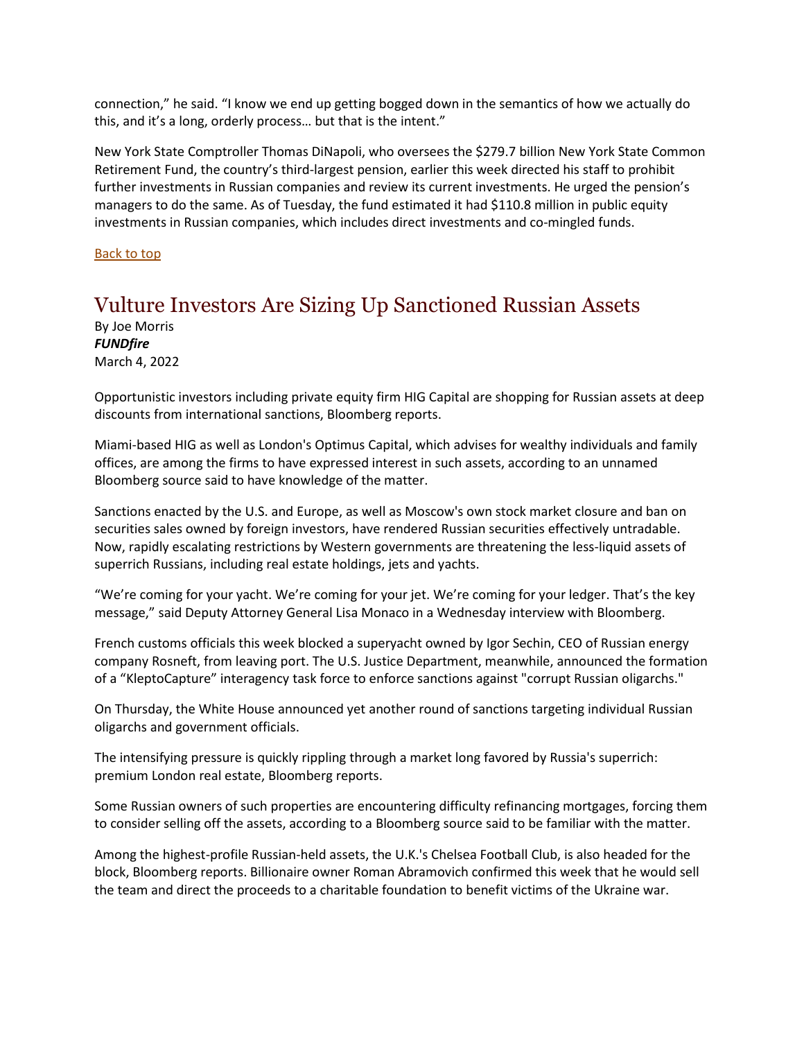connection," he said. "I know we end up getting bogged down in the semantics of how we actually do this, and it's a long, orderly process… but that is the intent."

New York State Comptroller Thomas DiNapoli, who oversees the $279.7 billion New York State Common Retirement Fund, the country's third-largest pension, earlier this week directed his staff to prohibit further investments in Russian companies and review its current investments. He urged the pension's managers to do the same. As of Tuesday, the fund estimated it had $110.8 million in public equity investments in Russian companies, which includes direct investments and co-mingled funds.

Back to top

## Vulture Investors Are Sizing Up Sanctioned Russian Assets

By Joe Morris
***FUNDfire***
March 4, 2022

Opportunistic investors including private equity firm HIG Capital are shopping for Russian assets at deep discounts from international sanctions, Bloomberg reports.

Miami-based HIG as well as London's Optimus Capital, which advises for wealthy individuals and family offices, are among the firms to have expressed interest in such assets, according to an unnamed Bloomberg source said to have knowledge of the matter.

Sanctions enacted by the U.S. and Europe, as well as Moscow's own stock market closure and ban on securities sales owned by foreign investors, have rendered Russian securities effectively untradable. Now, rapidly escalating restrictions by Western governments are threatening the less-liquid assets of superrich Russians, including real estate holdings, jets and yachts.

"We're coming for your yacht. We're coming for your jet. We're coming for your ledger. That's the key message," said Deputy Attorney General Lisa Monaco in a Wednesday interview with Bloomberg.

French customs officials this week blocked a superyacht owned by Igor Sechin, CEO of Russian energy company Rosneft, from leaving port. The U.S. Justice Department, meanwhile, announced the formation of a "KleptoCapture" interagency task force to enforce sanctions against "corrupt Russian oligarchs."

On Thursday, the White House announced yet another round of sanctions targeting individual Russian oligarchs and government officials.

The intensifying pressure is quickly rippling through a market long favored by Russia's superrich: premium London real estate, Bloomberg reports.

Some Russian owners of such properties are encountering difficulty refinancing mortgages, forcing them to consider selling off the assets, according to a Bloomberg source said to be familiar with the matter.

Among the highest-profile Russian-held assets, the U.K.'s Chelsea Football Club, is also headed for the block, Bloomberg reports. Billionaire owner Roman Abramovich confirmed this week that he would sell the team and direct the proceeds to a charitable foundation to benefit victims of the Ukraine war.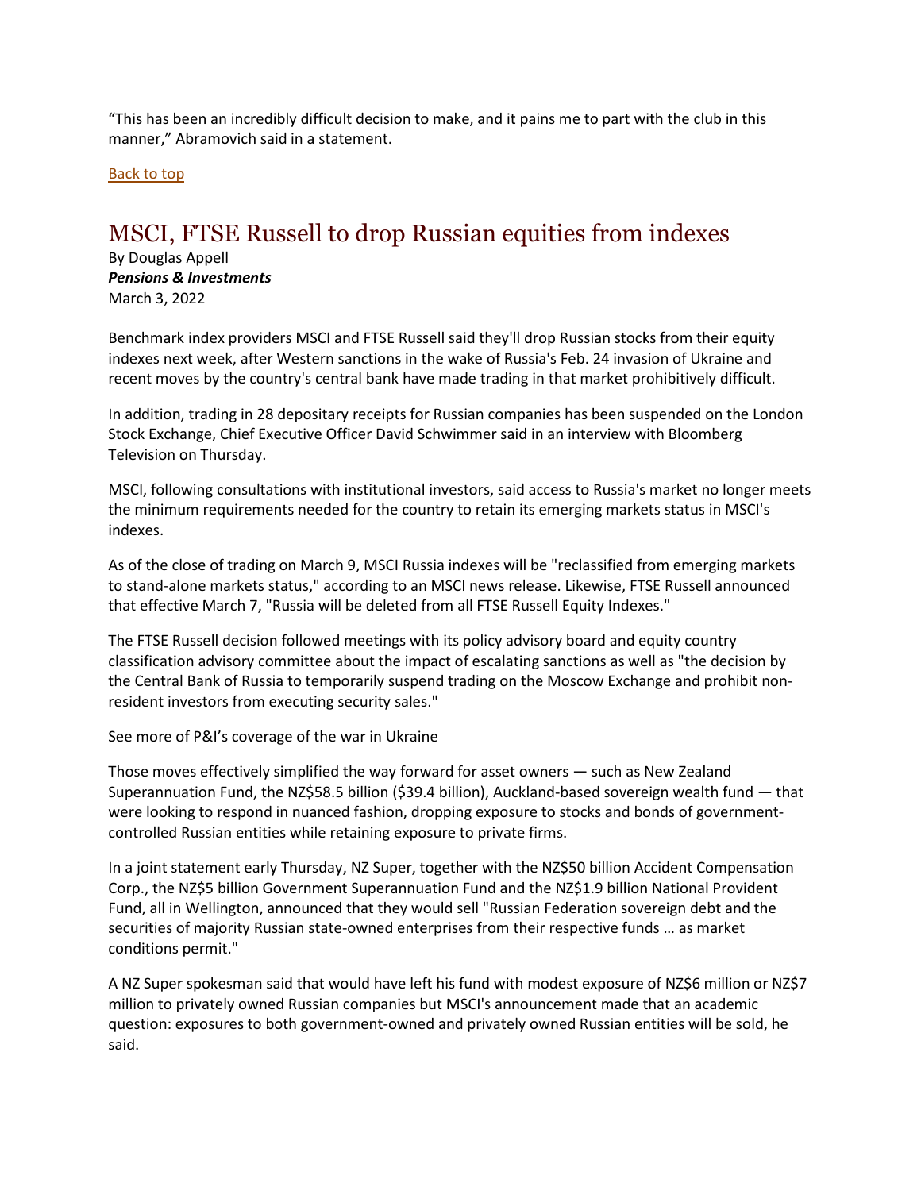"This has been an incredibly difficult decision to make, and it pains me to part with the club in this manner," Abramovich said in a statement.

Back to top

# MSCI, FTSE Russell to drop Russian equities from indexes

By Douglas Appell
***Pensions & Investments***
March 3, 2022

Benchmark index providers MSCI and FTSE Russell said they'll drop Russian stocks from their equity indexes next week, after Western sanctions in the wake of Russia's Feb. 24 invasion of Ukraine and recent moves by the country's central bank have made trading in that market prohibitively difficult.

In addition, trading in 28 depositary receipts for Russian companies has been suspended on the London Stock Exchange, Chief Executive Officer David Schwimmer said in an interview with Bloomberg Television on Thursday.

MSCI, following consultations with institutional investors, said access to Russia's market no longer meets the minimum requirements needed for the country to retain its emerging markets status in MSCI's indexes.

As of the close of trading on March 9, MSCI Russia indexes will be "reclassified from emerging markets to stand-alone markets status," according to an MSCI news release. Likewise, FTSE Russell announced that effective March 7, "Russia will be deleted from all FTSE Russell Equity Indexes."

The FTSE Russell decision followed meetings with its policy advisory board and equity country classification advisory committee about the impact of escalating sanctions as well as "the decision by the Central Bank of Russia to temporarily suspend trading on the Moscow Exchange and prohibit non-resident investors from executing security sales."

See more of P&I's coverage of the war in Ukraine

Those moves effectively simplified the way forward for asset owners — such as New Zealand Superannuation Fund, the NZ$58.5 billion ($39.4 billion), Auckland-based sovereign wealth fund — that were looking to respond in nuanced fashion, dropping exposure to stocks and bonds of government-controlled Russian entities while retaining exposure to private firms.

In a joint statement early Thursday, NZ Super, together with the NZ$50 billion Accident Compensation Corp., the NZ$5 billion Government Superannuation Fund and the NZ$1.9 billion National Provident Fund, all in Wellington, announced that they would sell "Russian Federation sovereign debt and the securities of majority Russian state-owned enterprises from their respective funds … as market conditions permit."

A NZ Super spokesman said that would have left his fund with modest exposure of NZ$6 million or NZ$7 million to privately owned Russian companies but MSCI's announcement made that an academic question: exposures to both government-owned and privately owned Russian entities will be sold, he said.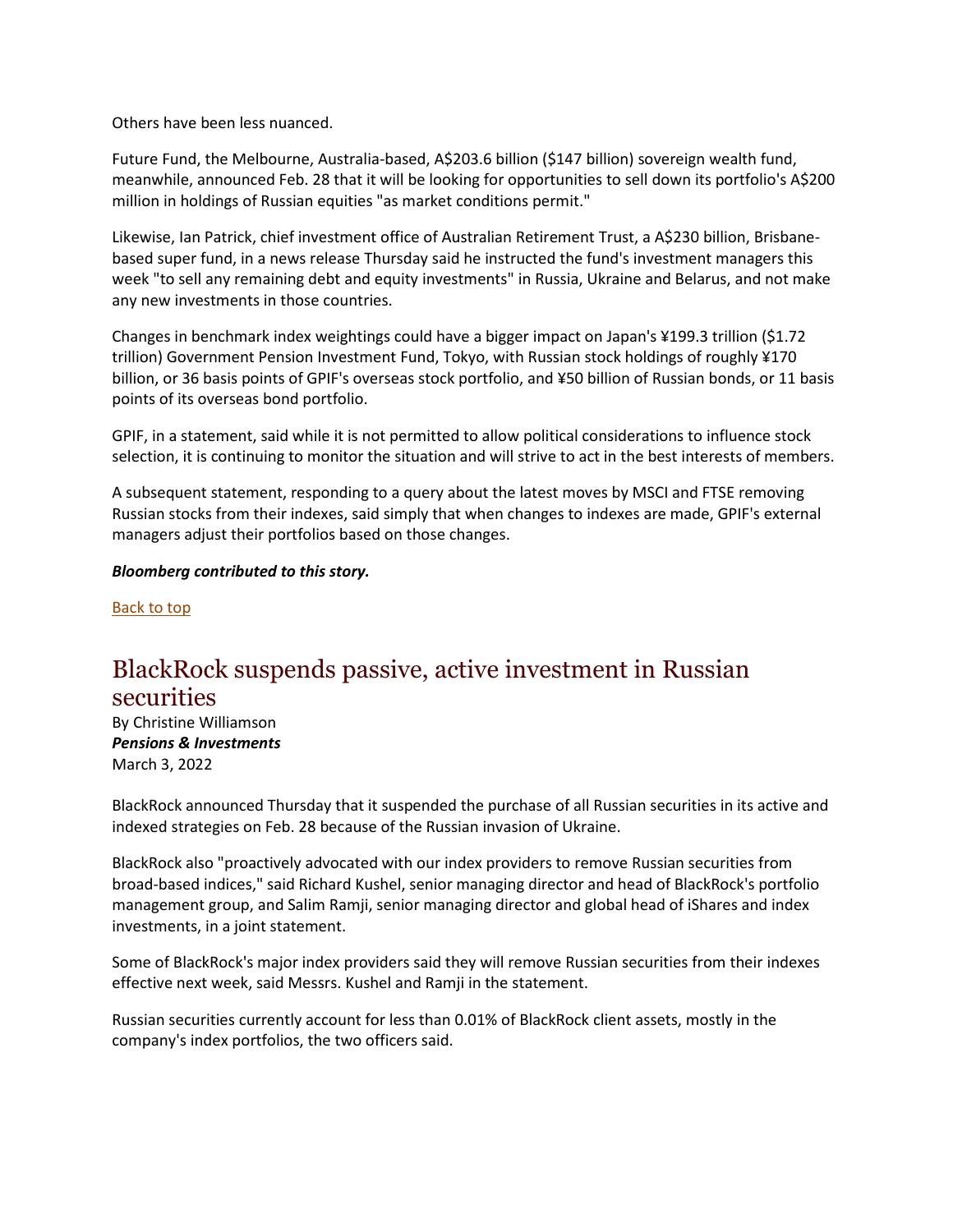Others have been less nuanced.

Future Fund, the Melbourne, Australia-based, A$203.6 billion ($147 billion) sovereign wealth fund, meanwhile, announced Feb. 28 that it will be looking for opportunities to sell down its portfolio's A$200 million in holdings of Russian equities "as market conditions permit."

Likewise, Ian Patrick, chief investment office of Australian Retirement Trust, a A$230 billion, Brisbane-based super fund, in a news release Thursday said he instructed the fund's investment managers this week "to sell any remaining debt and equity investments" in Russia, Ukraine and Belarus, and not make any new investments in those countries.

Changes in benchmark index weightings could have a bigger impact on Japan's ¥199.3 trillion ($1.72 trillion) Government Pension Investment Fund, Tokyo, with Russian stock holdings of roughly ¥170 billion, or 36 basis points of GPIF's overseas stock portfolio, and ¥50 billion of Russian bonds, or 11 basis points of its overseas bond portfolio.

GPIF, in a statement, said while it is not permitted to allow political considerations to influence stock selection, it is continuing to monitor the situation and will strive to act in the best interests of members.

A subsequent statement, responding to a query about the latest moves by MSCI and FTSE removing Russian stocks from their indexes, said simply that when changes to indexes are made, GPIF's external managers adjust their portfolios based on those changes.

***Bloomberg contributed to this story.***

Back to top

## BlackRock suspends passive, active investment in Russian securities

By Christine Williamson
***Pensions & Investments***
March 3, 2022

BlackRock announced Thursday that it suspended the purchase of all Russian securities in its active and indexed strategies on Feb. 28 because of the Russian invasion of Ukraine.

BlackRock also "proactively advocated with our index providers to remove Russian securities from broad-based indices," said Richard Kushel, senior managing director and head of BlackRock's portfolio management group, and Salim Ramji, senior managing director and global head of iShares and index investments, in a joint statement.

Some of BlackRock's major index providers said they will remove Russian securities from their indexes effective next week, said Messrs. Kushel and Ramji in the statement.

Russian securities currently account for less than 0.01% of BlackRock client assets, mostly in the company's index portfolios, the two officers said.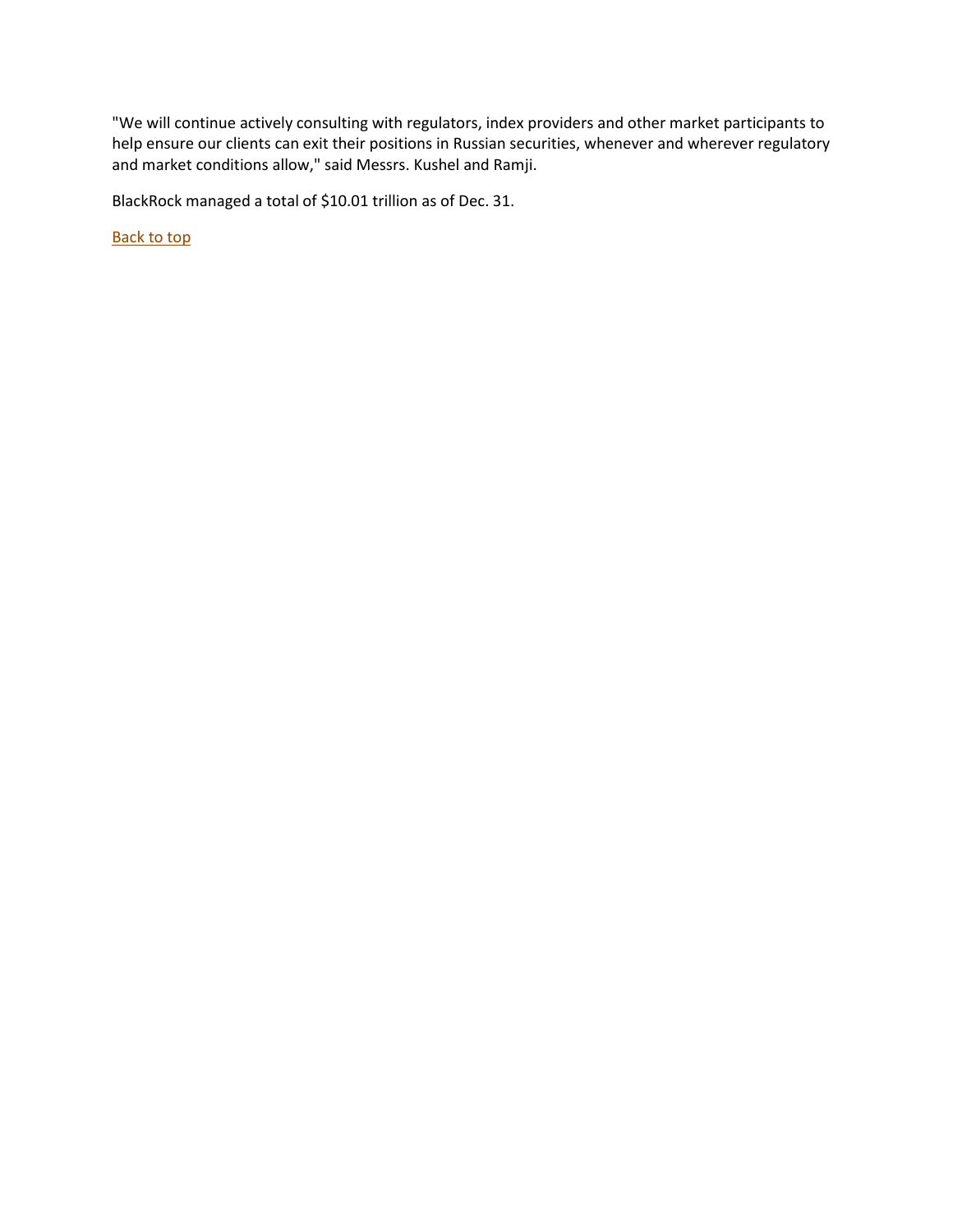"We will continue actively consulting with regulators, index providers and other market participants to help ensure our clients can exit their positions in Russian securities, whenever and wherever regulatory and market conditions allow," said Messrs. Kushel and Ramji.

BlackRock managed a total of $10.01 trillion as of Dec. 31.

Back to top